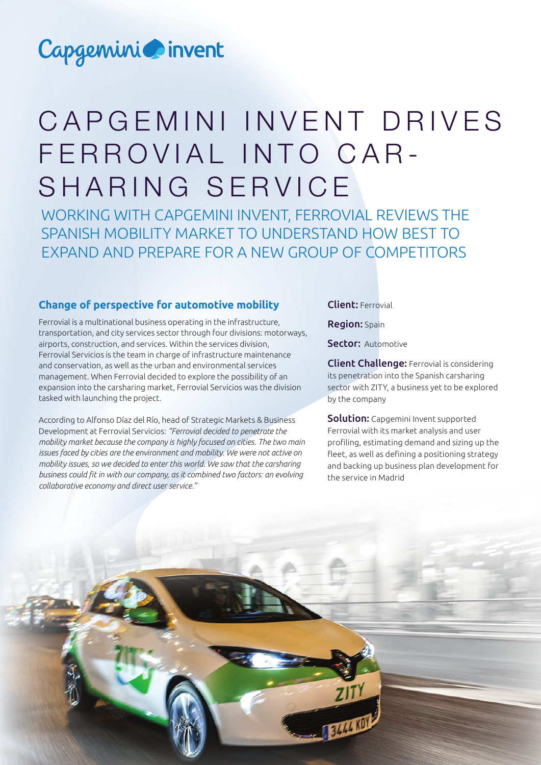Capgemini invent

# CAPGEMINI INVENT DRIVES FERROVIAL INTO CAR-SHARING SERVICE

WORKING WITH CAPGEMINI INVENT, FERROVIAL REVIEWS THE SPANISH MOBILITY MARKET TO UNDERSTAND HOW BEST TO EXPAND AND PREPARE FOR A NEW GROUP OF COMPETITORS

## Change of perspective for automotive mobility

Ferrovial is a multinational business operating in the infrastructure, transportation, and city services sector through four divisions: motorways, airports, construction, and services. Within the services division, Ferrovial Servicios is the team in charge of infrastructure maintenance and conservation, as well as the urban and environmental services management. When Ferrovial decided to explore the possibility of an expansion into the carsharing market, Ferrovial Servicios was the division tasked with launching the project.

According to Alfonso Díaz del Río, head of Strategic Markets & Business Development at Ferrovial Servicios: *"Ferrovial decided to penetrate the mobility market because the company is highly focused on cities. The two main issues faced by cities are the environment and mobility. We were not active on mobility issues, so we decided to enter this world. We saw that the carsharing business could fit in with our company, as it combined two factors: an evolving collaborative economy and direct user service."*

**Client:** Ferrovial

**Region:** Spain

**Sector:** Automotive

**Client Challenge:** Ferrovial is considering its penetration into the Spanish carsharing sector with ZITY, a business yet to be explored by the company

**Solution:** Capgemini Invent supported Ferrovial with its market analysis and user profiling, estimating demand and sizing up the fleet, as well as defining a positioning strategy and backing up business plan development for the service in Madrid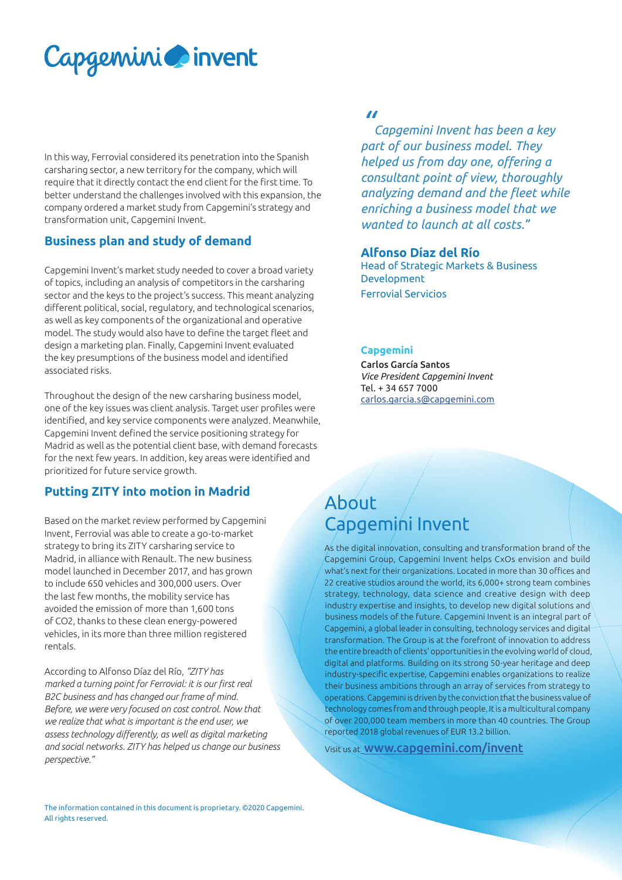Capgemini invent

In this way, Ferrovial considered its penetration into the Spanish carsharing sector, a new territory for the company, which will require that it directly contact the end client for the first time. To better understand the challenges involved with this expansion, the company ordered a market study from Capgemini's strategy and transformation unit, Capgemini Invent.

## Business plan and study of demand

Capgemini Invent's market study needed to cover a broad variety of topics, including an analysis of competitors in the carsharing sector and the keys to the project's success. This meant analyzing different political, social, regulatory, and technological scenarios, as well as key components of the organizational and operative model. The study would also have to define the target fleet and design a marketing plan. Finally, Capgemini Invent evaluated the key presumptions of the business model and identified associated risks.

Throughout the design of the new carsharing business model, one of the key issues was client analysis. Target user profiles were identified, and key service components were analyzed. Meanwhile, Capgemini Invent defined the service positioning strategy for Madrid as well as the potential client base, with demand forecasts for the next few years. In addition, key areas were identified and prioritized for future service growth.

## Putting ZITY into motion in Madrid

Based on the market review performed by Capgemini Invent, Ferrovial was able to create a go-to-market strategy to bring its ZITY carsharing service to Madrid, in alliance with Renault. The new business model launched in December 2017, and has grown to include 650 vehicles and 300,000 users. Over the last few months, the mobility service has avoided the emission of more than 1,600 tons of CO2, thanks to these clean energy-powered vehicles, in its more than three million registered rentals.

According to Alfonso Díaz del Río, *"ZITY has marked a turning point for Ferrovial: it is our first real B2C business and has changed our frame of mind. Before, we were very focused on cost control. Now that we realize that what is important is the end user, we assess technology differently, as well as digital marketing and social networks. ZITY has helped us change our business perspective."*

> *"Capgemini Invent has been a key part of our business model. They helped us from day one, offering a consultant point of view, thoroughly analyzing demand and the fleet while enriching a business model that we wanted to launch at all costs."*

**Alfonso Díaz del Río**
Head of Strategic Markets & Business Development
Ferrovial Servicios

**Capgemini**
Carlos García Santos
*Vice President Capgemini Invent*
Tel. + 34 657 7000
carlos.garcia.s@capgemini.com

## About Capgemini Invent

As the digital innovation, consulting and transformation brand of the Capgemini Group, Capgemini Invent helps CxOs envision and build what's next for their organizations. Located in more than 30 offices and 22 creative studios around the world, its 6,000+ strong team combines strategy, technology, data science and creative design with deep industry expertise and insights, to develop new digital solutions and business models of the future. Capgemini Invent is an integral part of Capgemini, a global leader in consulting, technology services and digital transformation. The Group is at the forefront of innovation to address the entire breadth of clients' opportunities in the evolving world of cloud, digital and platforms. Building on its strong 50-year heritage and deep industry-specific expertise, Capgemini enables organizations to realize their business ambitions through an array of services from strategy to operations. Capgemini is driven by the conviction that the business value of technology comes from and through people. It is a multicultural company of over 200,000 team members in more than 40 countries. The Group reported 2018 global revenues of EUR 13.2 billion.

Visit us at **www.capgemini.com/invent**

The information contained in this document is proprietary. ©2020 Capgemini. All rights reserved.